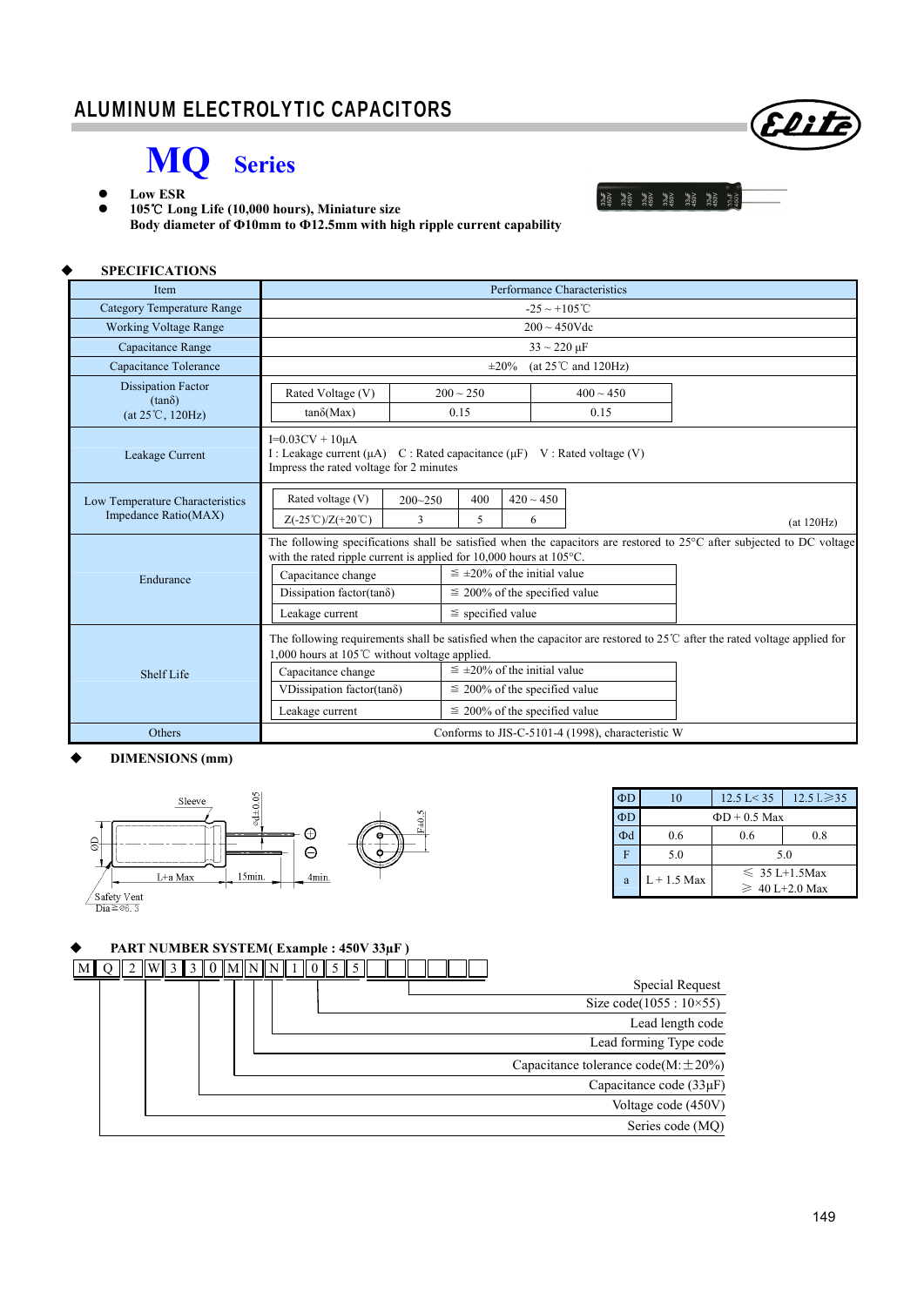# ALUMINUM ELECTROLYTIC CAPACITORS

## MQ Series

- **Low ESR**
- **105℃ Long Life (10,000 hours), Miniature size**
  **Body diameter of Φ10mm to Φ12.5mm with high ripple current capability**

### ◆ SPECIFICATIONS

| Item | Performance Characteristics |
|---|---|
| Category Temperature Range | -25 ~ +105℃ |
| Working Voltage Range | 200 ~ 450Vdc |
| Capacitance Range | 33 ~ 220 μF |
| Capacitance Tolerance | ±20% (at 25℃ and 120Hz) |
| Dissipation Factor (tanδ) (at 25℃, 120Hz) | Rated Voltage (V): 200 ~ 250 / 400 ~ 450<br>tanδ(Max): 0.15 / 0.15 |
| Leakage Current | I=0.03CV + 10μA<br>I : Leakage current (μA) C : Rated capacitance (μF) V : Rated voltage (V)<br>Impress the rated voltage for 2 minutes |
| Low Temperature Characteristics Impedance Ratio(MAX) | Rated voltage (V): 200~250 / 400 / 420 ~ 450<br>Z(-25℃)/Z(+20℃): 3 / 5 / 6<br>(at 120Hz) |
| Endurance | The following specifications shall be satisfied when the capacitors are restored to 25°C after subjected to DC voltage with the rated ripple current is applied for 10,000 hours at 105°C.<br>Capacitance change: ≦ ±20% of the initial value<br>Dissipation factor(tanδ): ≦ 200% of the specified value<br>Leakage current: ≦ specified value |
| Shelf Life | The following requirements shall be satisfied when the capacitor are restored to 25℃ after the rated voltage applied for 1,000 hours at 105℃ without voltage applied.<br>Capacitance change: ≦ ±20% of the initial value<br>VDissipation factor(tanδ): ≦ 200% of the specified value<br>Leakage current: ≦ 200% of the specified value |
| Others | Conforms to JIS-C-5101-4 (1998), characteristic W |

### ◆ DIMENSIONS (mm)

Sleeve, ΦD, Φd±0.05, L+a Max, 15min., 4min., F±0.5, Safety Vent Dia≧Φ6.3

| ΦD | 10 | 12.5 L< 35 | 12.5 L≧35 |
|---|---|---|---|
| ΦD | ΦD + 0.5 Max | | |
| Φd | 0.6 | 0.6 | 0.8 |
| F | 5.0 | 5.0 | |
| a | L + 1.5 Max | ≦ 35 L+1.5Max<br>≧ 40 L+2.0 Max | |

### ◆ PART NUMBER SYSTEM( Example : 450V 33μF )

| M | Q | 2 | W | 3 | 3 | 0 | M | N | N | 1 | 0 | 5 | 5 | | | | | | |
|---|---|---|---|---|---|---|---|---|---|---|---|---|---|---|---|---|---|---|---|

- Special Request
- Size code(1055 : 10×55)
- Lead length code
- Lead forming Type code
- Capacitance tolerance code(M:±20%)
- Capacitance code (33μF)
- Voltage code (450V)
- Series code (MQ)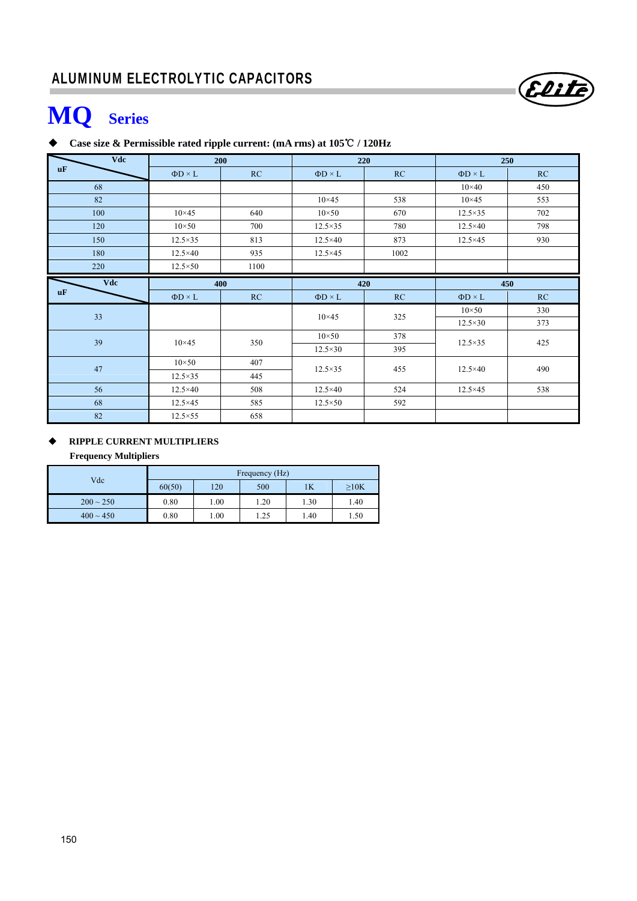# ALUMINUM ELECTROLYTIC CAPACITORS

# MQ Series

◆ **Case size & Permissible rated ripple current: (mA rms) at 105℃ / 120Hz**

| Vdc / uF | 200 | | 220 | | 250 | |
|---|---|---|---|---|---|---|
| | ΦD × L | RC | ΦD × L | RC | ΦD × L | RC |
| 68 | | | | | 10×40 | 450 |
| 82 | | | 10×45 | 538 | 10×45 | 553 |
| 100 | 10×45 | 640 | 10×50 | 670 | 12.5×35 | 702 |
| 120 | 10×50 | 700 | 12.5×35 | 780 | 12.5×40 | 798 |
| 150 | 12.5×35 | 813 | 12.5×40 | 873 | 12.5×45 | 930 |
| 180 | 12.5×40 | 935 | 12.5×45 | 1002 | | |
| 220 | 12.5×50 | 1100 | | | | |

| Vdc / uF | 400 | | 420 | | 450 | |
|---|---|---|---|---|---|---|
| | ΦD × L | RC | ΦD × L | RC | ΦD × L | RC |
| 33 | | | 10×45 | 325 | 10×50 | 330 |
| | | | | | 12.5×30 | 373 |
| 39 | 10×45 | 350 | 10×50 | 378 | 12.5×35 | 425 |
| | | | 12.5×30 | 395 | | |
| 47 | 10×50 | 407 | 12.5×35 | 455 | 12.5×40 | 490 |
| | 12.5×35 | 445 | | | | |
| 56 | 12.5×40 | 508 | 12.5×40 | 524 | 12.5×45 | 538 |
| 68 | 12.5×45 | 585 | 12.5×50 | 592 | | |
| 82 | 12.5×55 | 658 | | | | |

◆ **RIPPLE CURRENT MULTIPLIERS**

**Frequency Multipliers**

| Vdc | Frequency (Hz) | | | | |
|---|---|---|---|---|---|
| | 60(50) | 120 | 500 | 1K | ≥10K |
| 200 ~ 250 | 0.80 | 1.00 | 1.20 | 1.30 | 1.40 |
| 400 ~ 450 | 0.80 | 1.00 | 1.25 | 1.40 | 1.50 |